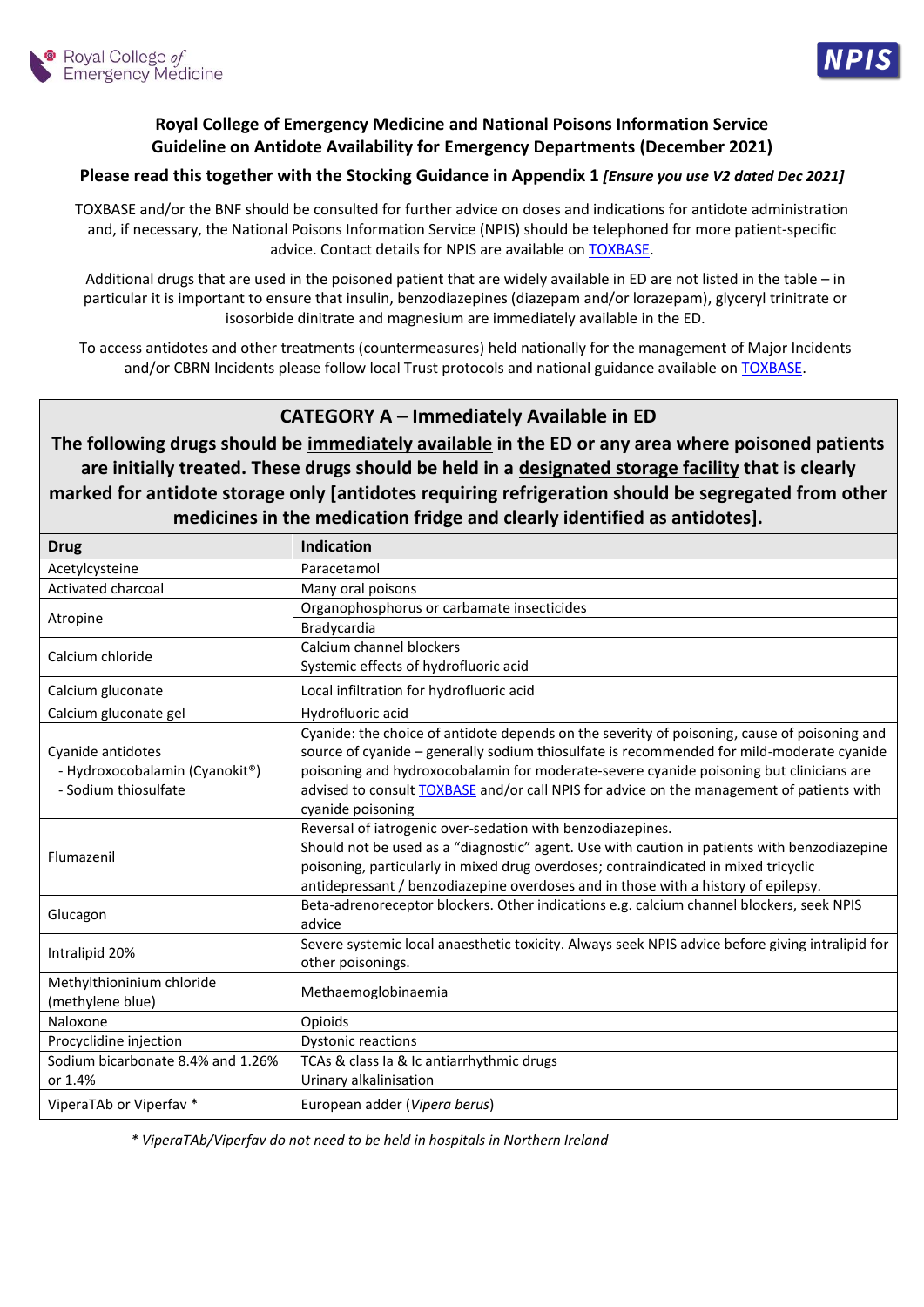## Royal College of Emergency Medicine and National Poisons Information Service Guideline on Antidote Availability for Emergency Departments (December 2021)

**Please read this together with the Stocking Guidance in Appendix 1 *[Ensure you use V2 dated Dec 2021]***

TOXBASE and/or the BNF should be consulted for further advice on doses and indications for antidote administration and, if necessary, the National Poisons Information Service (NPIS) should be telephoned for more patient-specific advice. Contact details for NPIS are available on TOXBASE.

Additional drugs that are used in the poisoned patient that are widely available in ED are not listed in the table – in particular it is important to ensure that insulin, benzodiazepines (diazepam and/or lorazepam), glyceryl trinitrate or isosorbide dinitrate and magnesium are immediately available in the ED.

To access antidotes and other treatments (countermeasures) held nationally for the management of Major Incidents and/or CBRN Incidents please follow local Trust protocols and national guidance available on TOXBASE.

### CATEGORY A – Immediately Available in ED

**The following drugs should be immediately available in the ED or any area where poisoned patients are initially treated. These drugs should be held in a designated storage facility that is clearly marked for antidote storage only [antidotes requiring refrigeration should be segregated from other medicines in the medication fridge and clearly identified as antidotes].**

| Drug | Indication |
|---|---|
| Acetylcysteine | Paracetamol |
| Activated charcoal | Many oral poisons |
| Atropine | Organophosphorus or carbamate insecticides |
| | Bradycardia |
| Calcium chloride | Calcium channel blockers<br>Systemic effects of hydrofluoric acid |
| Calcium gluconate | Local infiltration for hydrofluoric acid |
| Calcium gluconate gel | Hydrofluoric acid |
| Cyanide antidotes<br>- Hydroxocobalamin (Cyanokit®)<br>- Sodium thiosulfate | Cyanide: the choice of antidote depends on the severity of poisoning, cause of poisoning and source of cyanide – generally sodium thiosulfate is recommended for mild-moderate cyanide poisoning and hydroxocobalamin for moderate-severe cyanide poisoning but clinicians are advised to consult TOXBASE and/or call NPIS for advice on the management of patients with cyanide poisoning |
| Flumazenil | Reversal of iatrogenic over-sedation with benzodiazepines.<br>Should not be used as a "diagnostic" agent. Use with caution in patients with benzodiazepine poisoning, particularly in mixed drug overdoses; contraindicated in mixed tricyclic antidepressant / benzodiazepine overdoses and in those with a history of epilepsy. |
| Glucagon | Beta-adrenoreceptor blockers. Other indications e.g. calcium channel blockers, seek NPIS advice |
| Intralipid 20% | Severe systemic local anaesthetic toxicity. Always seek NPIS advice before giving intralipid for other poisonings. |
| Methylthioninium chloride (methylene blue) | Methaemoglobinaemia |
| Naloxone | Opioids |
| Procyclidine injection | Dystonic reactions |
| Sodium bicarbonate 8.4% and 1.26% or 1.4% | TCAs & class Ia & Ic antiarrhythmic drugs<br>Urinary alkalinisation |
| ViperaTAb or Viperfav * | European adder (*Vipera berus*) |

*\* ViperaTAb/Viperfav do not need to be held in hospitals in Northern Ireland*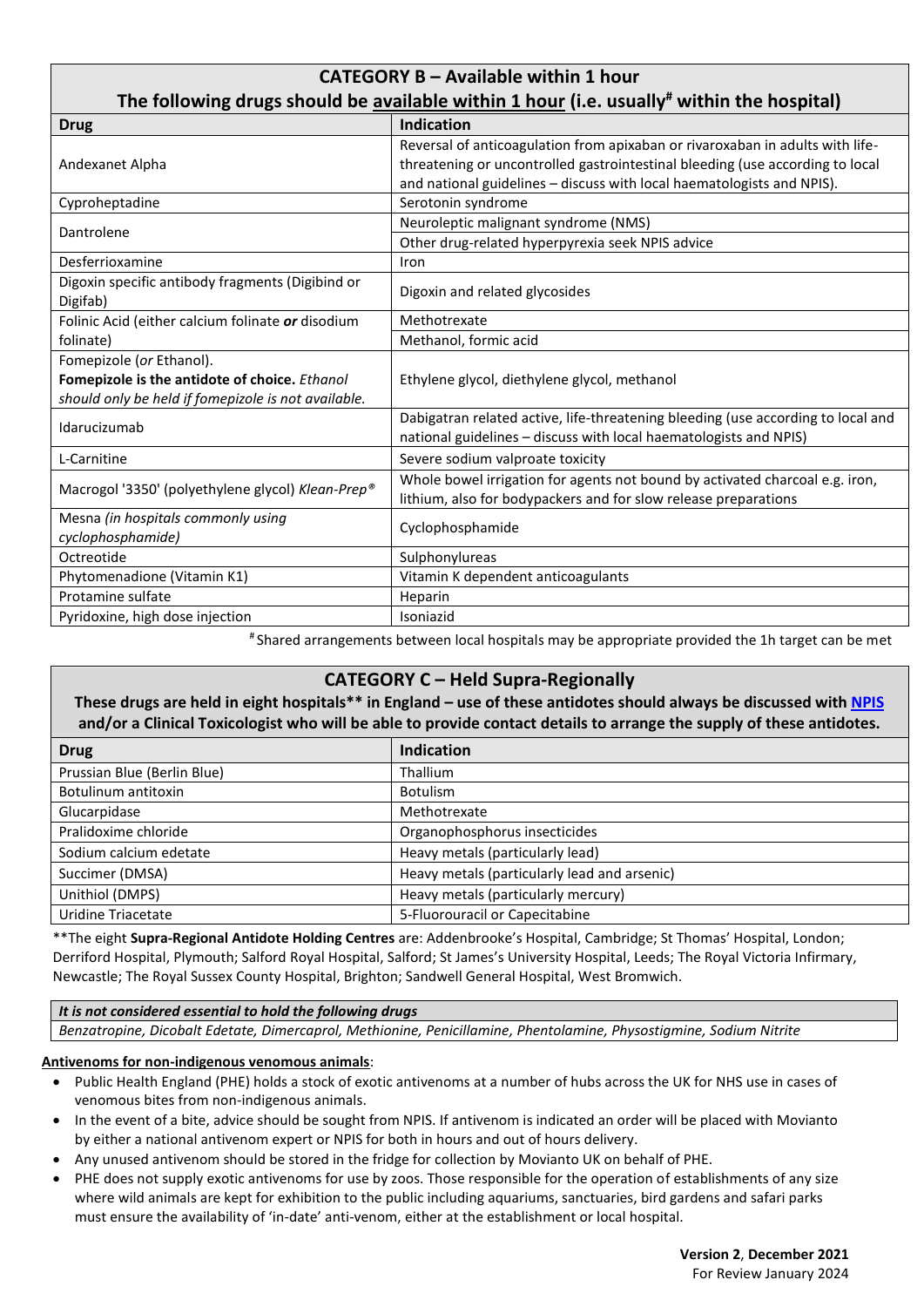## CATEGORY B – Available within 1 hour

**The following drugs should be available within 1 hour (i.e. usually[#] within the hospital)**

| Drug | Indication |
|---|---|
| Andexanet Alpha | Reversal of anticoagulation from apixaban or rivaroxaban in adults with life-threatening or uncontrolled gastrointestinal bleeding (use according to local and national guidelines – discuss with local haematologists and NPIS). |
| Cyproheptadine | Serotonin syndrome |
| Dantrolene | Neuroleptic malignant syndrome (NMS) |
| | Other drug-related hyperpyrexia seek NPIS advice |
| Desferrioxamine | Iron |
| Digoxin specific antibody fragments (Digibind or Digifab) | Digoxin and related glycosides |
| Folinic Acid (either calcium folinate ***or*** disodium folinate) | Methotrexate |
| | Methanol, formic acid |
| Fomepizole (*or* Ethanol). **Fomepizole is the antidote of choice.** *Ethanol should only be held if fomepizole is not available.* | Ethylene glycol, diethylene glycol, methanol |
| Idarucizumab | Dabigatran related active, life-threatening bleeding (use according to local and national guidelines – discuss with local haematologists and NPIS) |
| L-Carnitine | Severe sodium valproate toxicity |
| Macrogol '3350' (polyethylene glycol) *Klean-Prep®* | Whole bowel irrigation for agents not bound by activated charcoal e.g. iron, lithium, also for bodypackers and for slow release preparations |
| Mesna *(in hospitals commonly using cyclophosphamide)* | Cyclophosphamide |
| Octreotide | Sulphonylureas |
| Phytomenadione (Vitamin K1) | Vitamin K dependent anticoagulants |
| Protamine sulfate | Heparin |
| Pyridoxine, high dose injection | Isoniazid |

[#] Shared arrangements between local hospitals may be appropriate provided the 1h target can be met

## CATEGORY C – Held Supra-Regionally

**These drugs are held in eight hospitals\*\* in England – use of these antidotes should always be discussed with NPIS and/or a Clinical Toxicologist who will be able to provide contact details to arrange the supply of these antidotes.**

| Drug | Indication |
|---|---|
| Prussian Blue (Berlin Blue) | Thallium |
| Botulinum antitoxin | Botulism |
| Glucarpidase | Methotrexate |
| Pralidoxime chloride | Organophosphorus insecticides |
| Sodium calcium edetate | Heavy metals (particularly lead) |
| Succimer (DMSA) | Heavy metals (particularly lead and arsenic) |
| Unithiol (DMPS) | Heavy metals (particularly mercury) |
| Uridine Triacetate | 5-Fluorouracil or Capecitabine |

\*\*The eight **Supra-Regional Antidote Holding Centres** are: Addenbrooke's Hospital, Cambridge; St Thomas' Hospital, London; Derriford Hospital, Plymouth; Salford Royal Hospital, Salford; St James's University Hospital, Leeds; The Royal Victoria Infirmary, Newcastle; The Royal Sussex County Hospital, Brighton; Sandwell General Hospital, West Bromwich.

| *It is not considered essential to hold the following drugs* |
|---|
| *Benzatropine, Dicobalt Edetate, Dimercaprol, Methionine, Penicillamine, Phentolamine, Physostigmine, Sodium Nitrite* |

**Antivenoms for non-indigenous venomous animals**:

- Public Health England (PHE) holds a stock of exotic antivenoms at a number of hubs across the UK for NHS use in cases of venomous bites from non-indigenous animals.
- In the event of a bite, advice should be sought from NPIS. If antivenom is indicated an order will be placed with Movianto by either a national antivenom expert or NPIS for both in hours and out of hours delivery.
- Any unused antivenom should be stored in the fridge for collection by Movianto UK on behalf of PHE.
- PHE does not supply exotic antivenoms for use by zoos. Those responsible for the operation of establishments of any size where wild animals are kept for exhibition to the public including aquariums, sanctuaries, bird gardens and safari parks must ensure the availability of 'in-date' anti-venom, either at the establishment or local hospital.

**Version 2**, **December 2021**
For Review January 2024